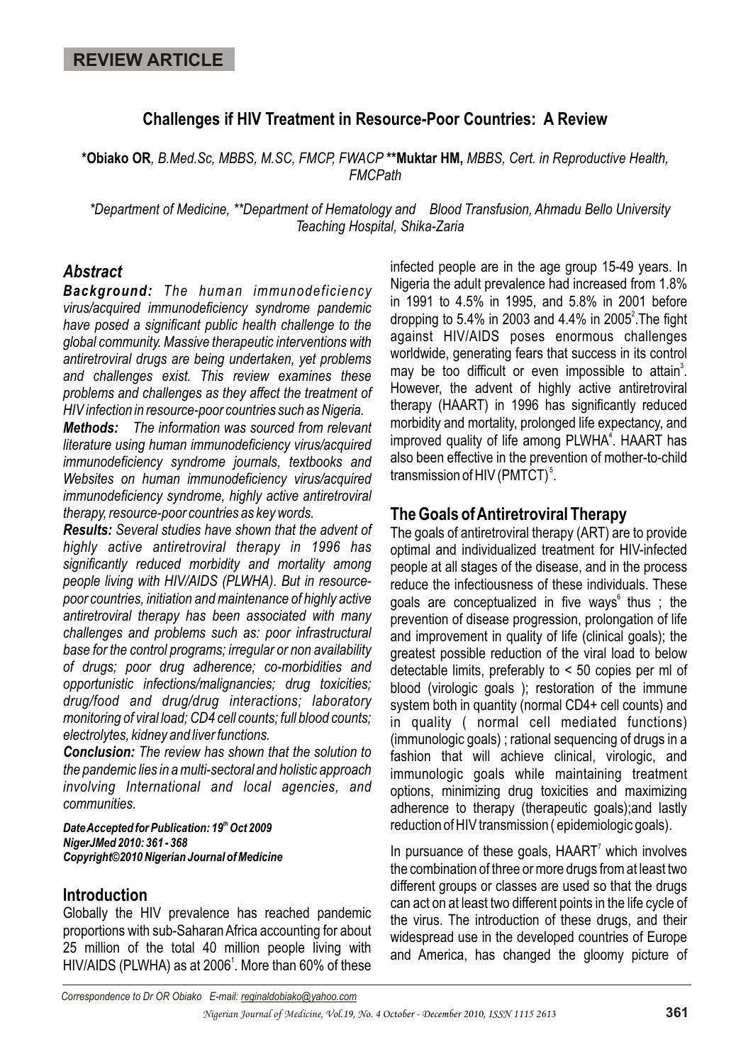**REVIEW ARTICLE**

# Challenges if HIV Treatment in Resource-Poor Countries: A Review

**\*Obiako OR**, *B.Med.Sc, MBBS, M.SC, FMCP, FWACP* **\*\*Muktar HM,** *MBBS, Cert. in Reproductive Health, FMCPath*

*\*Department of Medicine, \*\*Department of Hematology and Blood Transfusion, Ahmadu Bello University Teaching Hospital, Shika-Zaria*

## Abstract

***Background:*** *The human immunodeficiency virus/acquired immunodeficiency syndrome pandemic have posed a significant public health challenge to the global community. Massive therapeutic interventions with antiretroviral drugs are being undertaken, yet problems and challenges exist. This review examines these problems and challenges as they affect the treatment of HIV infection in resource-poor countries such as Nigeria.*

***Methods:*** *The information was sourced from relevant literature using human immunodeficiency virus/acquired immunodeficiency syndrome journals, textbooks and Websites on human immunodeficiency virus/acquired immunodeficiency syndrome, highly active antiretroviral therapy, resource-poor countries as key words.*

***Results:*** *Several studies have shown that the advent of highly active antiretroviral therapy in 1996 has significantly reduced morbidity and mortality among people living with HIV/AIDS (PLWHA). But in resource-poor countries, initiation and maintenance of highly active antiretroviral therapy has been associated with many challenges and problems such as: poor infrastructural base for the control programs; irregular or non availability of drugs; poor drug adherence; co-morbidities and opportunistic infections/malignancies; drug toxicities; drug/food and drug/drug interactions; laboratory monitoring of viral load; CD4 cell counts; full blood counts; electrolytes, kidney and liver functions.*

***Conclusion:*** *The review has shown that the solution to the pandemic lies in a multi-sectoral and holistic approach involving International and local agencies, and communities.*

***Date Accepted for Publication: 19th Oct 2009***
***NigerJMed 2010: 361 - 368***
***Copyright©2010 Nigerian Journal of Medicine***

## Introduction

Globally the HIV prevalence has reached pandemic proportions with sub-Saharan Africa accounting for about 25 million of the total 40 million people living with HIV/AIDS (PLWHA) as at 2006[1]. More than 60% of these infected people are in the age group 15-49 years. In Nigeria the adult prevalence had increased from 1.8% in 1991 to 4.5% in 1995, and 5.8% in 2001 before dropping to 5.4% in 2003 and 4.4% in 2005[2]. The fight against HIV/AIDS poses enormous challenges worldwide, generating fears that success in its control may be too difficult or even impossible to attain[3]. However, the advent of highly active antiretroviral therapy (HAART) in 1996 has significantly reduced morbidity and mortality, prolonged life expectancy, and improved quality of life among PLWHA[4]. HAART has also been effective in the prevention of mother-to-child transmission of HIV (PMTCT)[5].

## The Goals of Antiretroviral Therapy

The goals of antiretroviral therapy (ART) are to provide optimal and individualized treatment for HIV-infected people at all stages of the disease, and in the process reduce the infectiousness of these individuals. These goals are conceptualized in five ways[6] thus ; the prevention of disease progression, prolongation of life and improvement in quality of life (clinical goals); the greatest possible reduction of the viral load to below detectable limits, preferably to < 50 copies per ml of blood (virologic goals ); restoration of the immune system both in quantity (normal CD4+ cell counts) and in quality ( normal cell mediated functions) (immunologic goals) ; rational sequencing of drugs in a fashion that will achieve clinical, virologic, and immunologic goals while maintaining treatment options, minimizing drug toxicities and maximizing adherence to therapy (therapeutic goals);and lastly reduction of HIV transmission ( epidemiologic goals).

In pursuance of these goals, HAART[7] which involves the combination of three or more drugs from at least two different groups or classes are used so that the drugs can act on at least two different points in the life cycle of the virus. The introduction of these drugs, and their widespread use in the developed countries of Europe and America, has changed the gloomy picture of

Correspondence to Dr OR Obiako E-mail: reginaldobiako@yahoo.com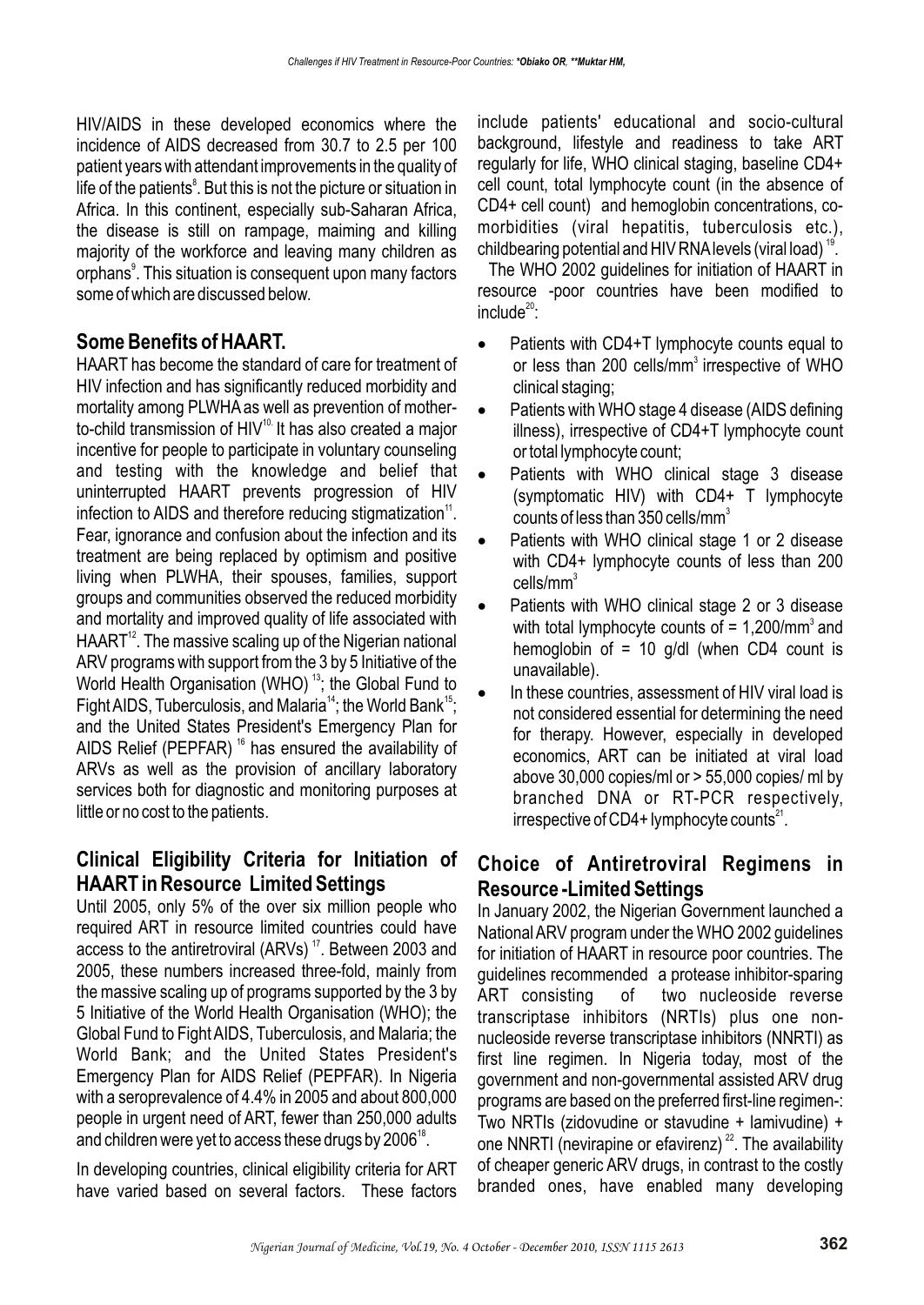HIV/AIDS in these developed economics where the incidence of AIDS decreased from 30.7 to 2.5 per 100 patient years with attendant improvements in the quality of life of the patients[8]. But this is not the picture or situation in Africa. In this continent, especially sub-Saharan Africa, the disease is still on rampage, maiming and killing majority of the workforce and leaving many children as orphans[9]. This situation is consequent upon many factors some of which are discussed below.

## Some Benefits of HAART.

HAART has become the standard of care for treatment of HIV infection and has significantly reduced morbidity and mortality among PLWHA as well as prevention of mother-to-child transmission of HIV[10]. It has also created a major incentive for people to participate in voluntary counseling and testing with the knowledge and belief that uninterrupted HAART prevents progression of HIV infection to AIDS and therefore reducing stigmatization[11]. Fear, ignorance and confusion about the infection and its treatment are being replaced by optimism and positive living when PLWHA, their spouses, families, support groups and communities observed the reduced morbidity and mortality and improved quality of life associated with HAART[12]. The massive scaling up of the Nigerian national ARV programs with support from the 3 by 5 Initiative of the World Health Organisation (WHO) [13]; the Global Fund to Fight AIDS, Tuberculosis, and Malaria[14]; the World Bank[15]; and the United States President's Emergency Plan for AIDS Relief (PEPFAR) [16] has ensured the availability of ARVs as well as the provision of ancillary laboratory services both for diagnostic and monitoring purposes at little or no cost to the patients.

## Clinical Eligibility Criteria for Initiation of HAART in Resource Limited Settings

Until 2005, only 5% of the over six million people who required ART in resource limited countries could have access to the antiretroviral (ARVs) [17]. Between 2003 and 2005, these numbers increased three-fold, mainly from the massive scaling up of programs supported by the 3 by 5 Initiative of the World Health Organisation (WHO); the Global Fund to Fight AIDS, Tuberculosis, and Malaria; the World Bank; and the United States President's Emergency Plan for AIDS Relief (PEPFAR). In Nigeria with a seroprevalence of 4.4% in 2005 and about 800,000 people in urgent need of ART, fewer than 250,000 adults and children were yet to access these drugs by 2006[18].

In developing countries, clinical eligibility criteria for ART have varied based on several factors. These factors include patients' educational and socio-cultural background, lifestyle and readiness to take ART regularly for life, WHO clinical staging, baseline CD4+ cell count, total lymphocyte count (in the absence of CD4+ cell count) and hemoglobin concentrations, co-morbidities (viral hepatitis, tuberculosis etc.), childbearing potential and HIV RNA levels (viral load) [19].

The WHO 2002 guidelines for initiation of HAART in resource -poor countries have been modified to include[20]:

- Patients with CD4+T lymphocyte counts equal to or less than 200 cells/mm$^3$ irrespective of WHO clinical staging;
- Patients with WHO stage 4 disease (AIDS defining illness), irrespective of CD4+T lymphocyte count or total lymphocyte count;
- Patients with WHO clinical stage 3 disease (symptomatic HIV) with CD4+ T lymphocyte counts of less than 350 cells/mm$^3$
- Patients with WHO clinical stage 1 or 2 disease with CD4+ lymphocyte counts of less than 200 cells/mm$^3$
- Patients with WHO clinical stage 2 or 3 disease with total lymphocyte counts of = 1,200/mm$^3$ and hemoglobin of = 10 g/dl (when CD4 count is unavailable).
- In these countries, assessment of HIV viral load is not considered essential for determining the need for therapy. However, especially in developed economics, ART can be initiated at viral load above 30,000 copies/ml or > 55,000 copies/ ml by branched DNA or RT-PCR respectively, irrespective of CD4+ lymphocyte counts[21].

## Choice of Antiretroviral Regimens in Resource -Limited Settings

In January 2002, the Nigerian Government launched a National ARV program under the WHO 2002 guidelines for initiation of HAART in resource poor countries. The guidelines recommended a protease inhibitor-sparing ART consisting of two nucleoside reverse transcriptase inhibitors (NRTIs) plus one non-nucleoside reverse transcriptase inhibitors (NNRTI) as first line regimen. In Nigeria today, most of the government and non-governmental assisted ARV drug programs are based on the preferred first-line regimen-: Two NRTIs (zidovudine or stavudine + lamivudine) + one NNRTI (nevirapine or efavirenz) [22]. The availability of cheaper generic ARV drugs, in contrast to the costly branded ones, have enabled many developing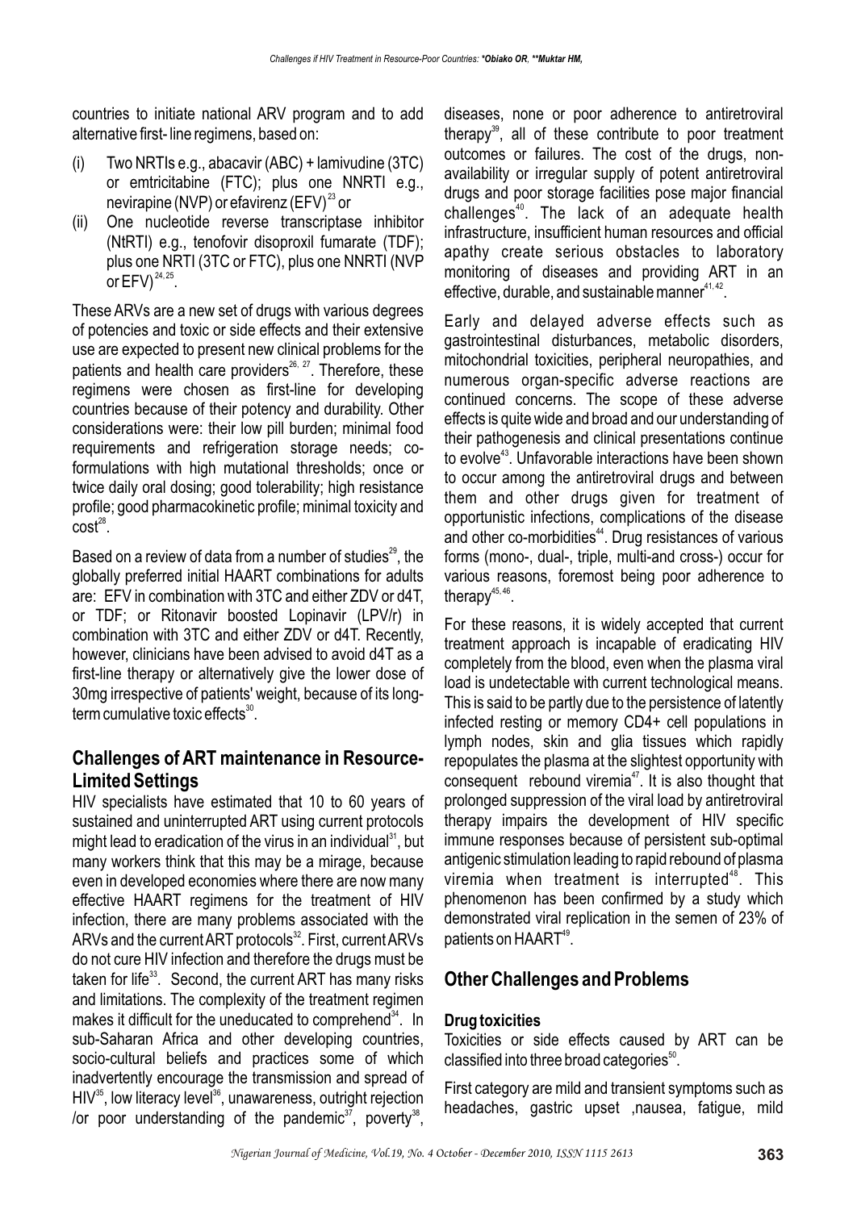countries to initiate national ARV program and to add alternative first- line regimens, based on:

(i) Two NRTIs e.g., abacavir (ABC) + lamivudine (3TC) or emtricitabine (FTC); plus one NNRTI e.g., nevirapine (NVP) or efavirenz (EFV)[23] or

(ii) One nucleotide reverse transcriptase inhibitor (NtRTI) e.g., tenofovir disoproxil fumarate (TDF); plus one NRTI (3TC or FTC), plus one NNRTI (NVP or EFV)[24, 25].

These ARVs are a new set of drugs with various degrees of potencies and toxic or side effects and their extensive use are expected to present new clinical problems for the patients and health care providers[26, 27]. Therefore, these regimens were chosen as first-line for developing countries because of their potency and durability. Other considerations were: their low pill burden; minimal food requirements and refrigeration storage needs; co-formulations with high mutational thresholds; once or twice daily oral dosing; good tolerability; high resistance profile; good pharmacokinetic profile; minimal toxicity and cost[28].

Based on a review of data from a number of studies[29], the globally preferred initial HAART combinations for adults are: EFV in combination with 3TC and either ZDV or d4T, or TDF; or Ritonavir boosted Lopinavir (LPV/r) in combination with 3TC and either ZDV or d4T. Recently, however, clinicians have been advised to avoid d4T as a first-line therapy or alternatively give the lower dose of 30mg irrespective of patients' weight, because of its long-term cumulative toxic effects[30].

## Challenges of ART maintenance in Resource-Limited Settings

HIV specialists have estimated that 10 to 60 years of sustained and uninterrupted ART using current protocols might lead to eradication of the virus in an individual[31], but many workers think that this may be a mirage, because even in developed economies where there are now many effective HAART regimens for the treatment of HIV infection, there are many problems associated with the ARVs and the current ART protocols[32]. First, current ARVs do not cure HIV infection and therefore the drugs must be taken for life[33]. Second, the current ART has many risks and limitations. The complexity of the treatment regimen makes it difficult for the uneducated to comprehend[34]. In sub-Saharan Africa and other developing countries, socio-cultural beliefs and practices some of which inadvertently encourage the transmission and spread of HIV[35], low literacy level[36], unawareness, outright rejection /or poor understanding of the pandemic[37], poverty[38], diseases, none or poor adherence to antiretroviral therapy[39], all of these contribute to poor treatment outcomes or failures. The cost of the drugs, non-availability or irregular supply of potent antiretroviral drugs and poor storage facilities pose major financial challenges[40]. The lack of an adequate health infrastructure, insufficient human resources and official apathy create serious obstacles to laboratory monitoring of diseases and providing ART in an effective, durable, and sustainable manner[41, 42].

Early and delayed adverse effects such as gastrointestinal disturbances, metabolic disorders, mitochondrial toxicities, peripheral neuropathies, and numerous organ-specific adverse reactions are continued concerns. The scope of these adverse effects is quite wide and broad and our understanding of their pathogenesis and clinical presentations continue to evolve[43]. Unfavorable interactions have been shown to occur among the antiretroviral drugs and between them and other drugs given for treatment of opportunistic infections, complications of the disease and other co-morbidities[44]. Drug resistances of various forms (mono-, dual-, triple, multi-and cross-) occur for various reasons, foremost being poor adherence to therapy[45, 46].

For these reasons, it is widely accepted that current treatment approach is incapable of eradicating HIV completely from the blood, even when the plasma viral load is undetectable with current technological means. This is said to be partly due to the persistence of latently infected resting or memory CD4+ cell populations in lymph nodes, skin and glia tissues which rapidly repopulates the plasma at the slightest opportunity with consequent rebound viremia[47]. It is also thought that prolonged suppression of the viral load by antiretroviral therapy impairs the development of HIV specific immune responses because of persistent sub-optimal antigenic stimulation leading to rapid rebound of plasma viremia when treatment is interrupted[48]. This phenomenon has been confirmed by a study which demonstrated viral replication in the semen of 23% of patients on HAART[49].

## Other Challenges and Problems

### Drug toxicities

Toxicities or side effects caused by ART can be classified into three broad categories[50].

First category are mild and transient symptoms such as headaches, gastric upset ,nausea, fatigue, mild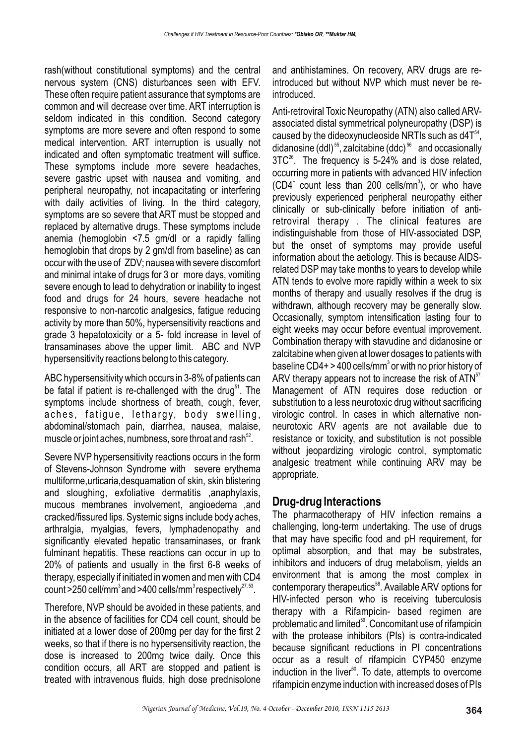rash(without constitutional symptoms) and the central nervous system (CNS) disturbances seen with EFV. These often require patient assurance that symptoms are common and will decrease over time. ART interruption is seldom indicated in this condition. Second category symptoms are more severe and often respond to some medical intervention. ART interruption is usually not indicated and often symptomatic treatment will suffice. These symptoms include more severe headaches, severe gastric upset with nausea and vomiting, and peripheral neuropathy, not incapacitating or interfering with daily activities of living. In the third category, symptoms are so severe that ART must be stopped and replaced by alternative drugs. These symptoms include anemia (hemoglobin <7.5 gm/dl or a rapidly falling hemoglobin that drops by 2 gm/dl from baseline) as can occur with the use of ZDV; nausea with severe discomfort and minimal intake of drugs for 3 or more days, vomiting severe enough to lead to dehydration or inability to ingest food and drugs for 24 hours, severe headache not responsive to non-narcotic analgesics, fatigue reducing activity by more than 50%, hypersensitivity reactions and grade 3 hepatotoxicity or a 5- fold increase in level of transaminases above the upper limit. ABC and NVP hypersensitivity reactions belong to this category.

ABC hypersensitivity which occurs in 3-8% of patients can be fatal if patient is re-challenged with the drug[51]. The symptoms include shortness of breath, cough, fever, aches, fatigue, lethargy, body swelling, abdominal/stomach pain, diarrhea, nausea, malaise, muscle or joint aches, numbness, sore throat and rash[52].

Severe NVP hypersensitivity reactions occurs in the form of Stevens-Johnson Syndrome with severe erythema multiforme,urticaria,desquamation of skin, skin blistering and sloughing, exfoliative dermatitis ,anaphylaxis, mucous membranes involvement, angioedema ,and cracked/fissured lips. Systemic signs include body aches, arthralgia, myalgias, fevers, lymphadenopathy and significantly elevated hepatic transaminases, or frank fulminant hepatitis. These reactions can occur in up to 20% of patients and usually in the first 6-8 weeks of therapy, especially if initiated in women and men with CD4 count >250 cell/mm$^3$ and >400 cells/mm$^3$ respectively[27, 53].

Therefore, NVP should be avoided in these patients, and in the absence of facilities for CD4 cell count, should be initiated at a lower dose of 200mg per day for the first 2 weeks, so that if there is no hypersensitivity reaction, the dose is increased to 200mg twice daily. Once this condition occurs, all ART are stopped and patient is treated with intravenous fluids, high dose prednisolone and antihistamines. On recovery, ARV drugs are re-introduced but without NVP which must never be re-introduced.

Anti-retroviral Toxic Neuropathy (ATN) also called ARV-associated distal symmetrical polyneuropathy (DSP) is caused by the dideoxynucleoside NRTIs such as d4T[54], didanosine (ddI)[55], zalcitabine (ddc)[56] and occasionally 3TC[26]. The frequency is 5-24% and is dose related, occurring more in patients with advanced HIV infection (CD4$^+$ count less than 200 cells/mn$^3$), or who have previously experienced peripheral neuropathy either clinically or sub-clinically before initiation of anti-retroviral therapy . The clinical features are indistinguishable from those of HIV-associated DSP, but the onset of symptoms may provide useful information about the aetiology. This is because AIDS-related DSP may take months to years to develop while ATN tends to evolve more rapidly within a week to six months of therapy and usually resolves if the drug is withdrawn, although recovery may be generally slow. Occasionally, symptom intensification lasting four to eight weeks may occur before eventual improvement. Combination therapy with stavudine and didanosine or zalcitabine when given at lower dosages to patients with baseline CD4+ > 400 cells/mm$^3$ or with no prior history of ARV therapy appears not to increase the risk of ATN[57]. Management of ATN requires dose reduction or substitution to a less neurotoxic drug without sacrificing virologic control. In cases in which alternative non-neurotoxic ARV agents are not available due to resistance or toxicity, and substitution is not possible without jeopardizing virologic control, symptomatic analgesic treatment while continuing ARV may be appropriate.

## Drug-drug Interactions

The pharmacotherapy of HIV infection remains a challenging, long-term undertaking. The use of drugs that may have specific food and pH requirement, for optimal absorption, and that may be substrates, inhibitors and inducers of drug metabolism, yields an environment that is among the most complex in contemporary therapeutics[58]. Available ARV options for HIV-infected person who is receiving tuberculosis therapy with a Rifampicin- based regimen are problematic and limited[59]. Concomitant use of rifampicin with the protease inhibitors (PIs) is contra-indicated because significant reductions in PI concentrations occur as a result of rifampicin CYP450 enzyme induction in the liver[60]. To date, attempts to overcome rifampicin enzyme induction with increased doses of PIs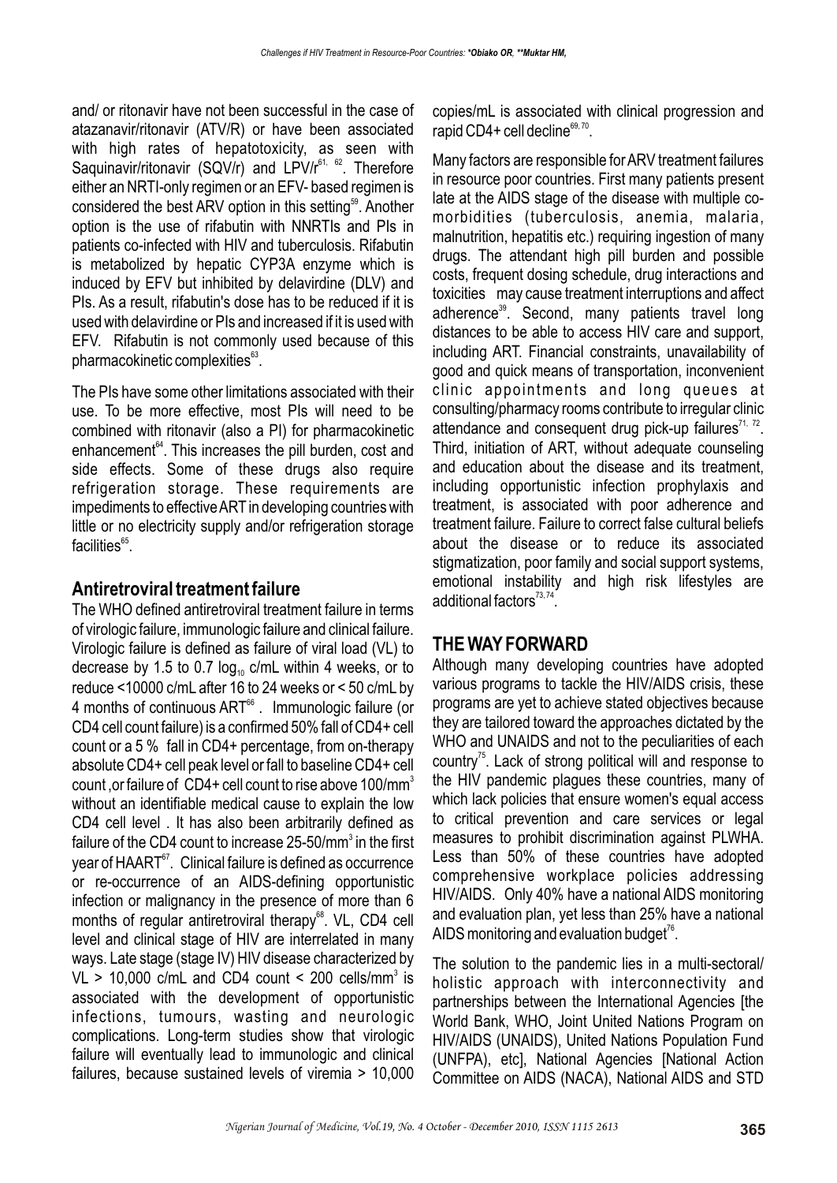and/ or ritonavir have not been successful in the case of atazanavir/ritonavir (ATV/R) or have been associated with high rates of hepatotoxicity, as seen with Saquinavir/ritonavir (SQV/r) and LPV/r[61, 62]. Therefore either an NRTI-only regimen or an EFV- based regimen is considered the best ARV option in this setting[59]. Another option is the use of rifabutin with NNRTIs and PIs in patients co-infected with HIV and tuberculosis. Rifabutin is metabolized by hepatic CYP3A enzyme which is induced by EFV but inhibited by delavirdine (DLV) and PIs. As a result, rifabutin's dose has to be reduced if it is used with delavirdine or PIs and increased if it is used with EFV. Rifabutin is not commonly used because of this pharmacokinetic complexities[63].

The PIs have some other limitations associated with their use. To be more effective, most PIs will need to be combined with ritonavir (also a PI) for pharmacokinetic enhancement[64]. This increases the pill burden, cost and side effects. Some of these drugs also require refrigeration storage. These requirements are impediments to effective ART in developing countries with little or no electricity supply and/or refrigeration storage facilities[65].

## Antiretroviral treatment failure

The WHO defined antiretroviral treatment failure in terms of virologic failure, immunologic failure and clinical failure. Virologic failure is defined as failure of viral load (VL) to decrease by 1.5 to 0.7 $\log_{10}$ c/mL within 4 weeks, or to reduce <10000 c/mL after 16 to 24 weeks or < 50 c/mL by 4 months of continuous ART[66]. Immunologic failure (or CD4 cell count failure) is a confirmed 50% fall of CD4+ cell count or a 5 % fall in CD4+ percentage, from on-therapy absolute CD4+ cell peak level or fall to baseline CD4+ cell count ,or failure of CD4+ cell count to rise above 100/mm$^3$ without an identifiable medical cause to explain the low CD4 cell level . It has also been arbitrarily defined as failure of the CD4 count to increase 25-50/mm$^3$ in the first year of HAART[67]. Clinical failure is defined as occurrence or re-occurrence of an AIDS-defining opportunistic infection or malignancy in the presence of more than 6 months of regular antiretroviral therapy[68]. VL, CD4 cell level and clinical stage of HIV are interrelated in many ways. Late stage (stage IV) HIV disease characterized by VL > 10,000 c/mL and CD4 count < 200 cells/mm$^3$ is associated with the development of opportunistic infections, tumours, wasting and neurologic complications. Long-term studies show that virologic failure will eventually lead to immunologic and clinical failures, because sustained levels of viremia > 10,000 copies/mL is associated with clinical progression and rapid CD4+ cell decline[69, 70].

Many factors are responsible for ARV treatment failures in resource poor countries. First many patients present late at the AIDS stage of the disease with multiple co-morbidities (tuberculosis, anemia, malaria, malnutrition, hepatitis etc.) requiring ingestion of many drugs. The attendant high pill burden and possible costs, frequent dosing schedule, drug interactions and toxicities may cause treatment interruptions and affect adherence[39]. Second, many patients travel long distances to be able to access HIV care and support, including ART. Financial constraints, unavailability of good and quick means of transportation, inconvenient clinic appointments and long queues at consulting/pharmacy rooms contribute to irregular clinic attendance and consequent drug pick-up failures[71, 72]. Third, initiation of ART, without adequate counseling and education about the disease and its treatment, including opportunistic infection prophylaxis and treatment, is associated with poor adherence and treatment failure. Failure to correct false cultural beliefs about the disease or to reduce its associated stigmatization, poor family and social support systems, emotional instability and high risk lifestyles are additional factors[73, 74].

## THE WAY FORWARD

Although many developing countries have adopted various programs to tackle the HIV/AIDS crisis, these programs are yet to achieve stated objectives because they are tailored toward the approaches dictated by the WHO and UNAIDS and not to the peculiarities of each country[75]. Lack of strong political will and response to the HIV pandemic plagues these countries, many of which lack policies that ensure women's equal access to critical prevention and care services or legal measures to prohibit discrimination against PLWHA. Less than 50% of these countries have adopted comprehensive workplace policies addressing HIV/AIDS. Only 40% have a national AIDS monitoring and evaluation plan, yet less than 25% have a national AIDS monitoring and evaluation budget[76].

The solution to the pandemic lies in a multi-sectoral/ holistic approach with interconnectivity and partnerships between the International Agencies [the World Bank, WHO, Joint United Nations Program on HIV/AIDS (UNAIDS), United Nations Population Fund (UNFPA), etc], National Agencies [National Action Committee on AIDS (NACA), National AIDS and STD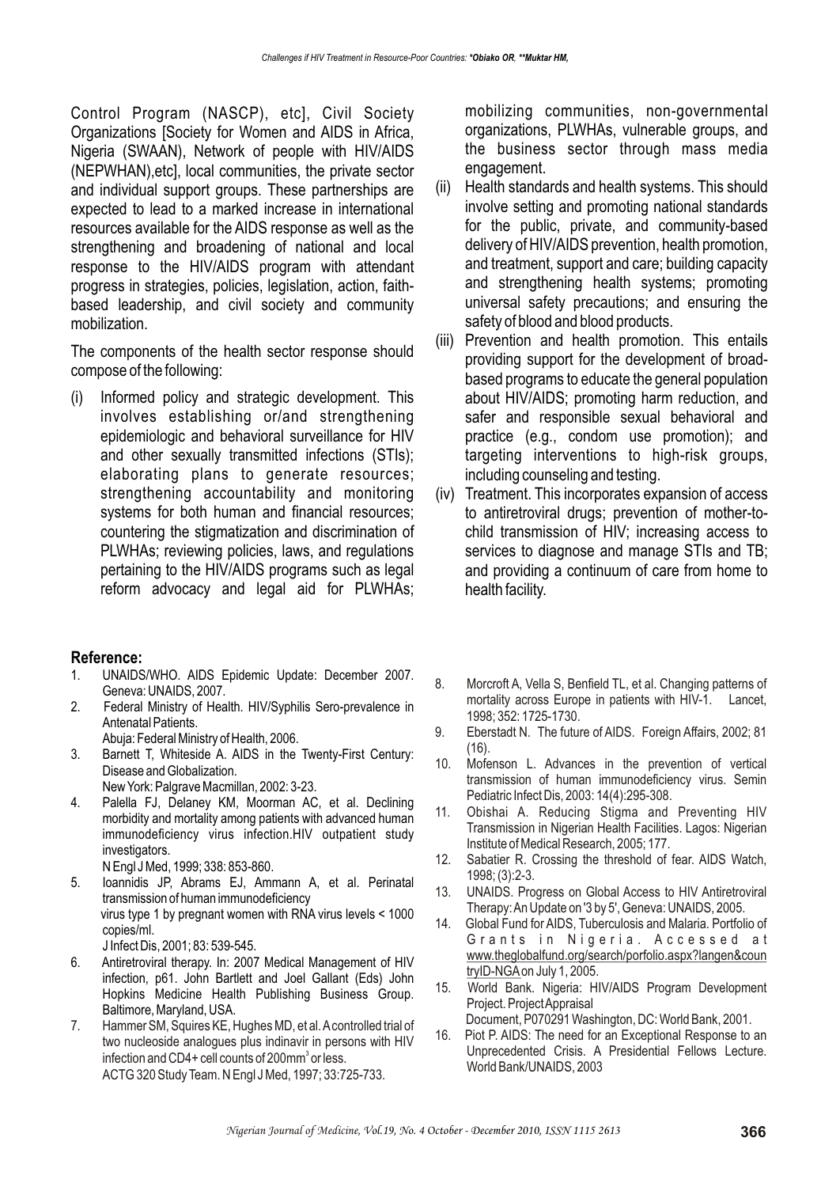Control Program (NASCP), etc], Civil Society Organizations [Society for Women and AIDS in Africa, Nigeria (SWAAN), Network of people with HIV/AIDS (NEPWHAN),etc], local communities, the private sector and individual support groups. These partnerships are expected to lead to a marked increase in international resources available for the AIDS response as well as the strengthening and broadening of national and local response to the HIV/AIDS program with attendant progress in strategies, policies, legislation, action, faith-based leadership, and civil society and community mobilization.

The components of the health sector response should compose of the following:

(i) Informed policy and strategic development. This involves establishing or/and strengthening epidemiologic and behavioral surveillance for HIV and other sexually transmitted infections (STIs); elaborating plans to generate resources; strengthening accountability and monitoring systems for both human and financial resources; countering the stigmatization and discrimination of PLWHAs; reviewing policies, laws, and regulations pertaining to the HIV/AIDS programs such as legal reform advocacy and legal aid for PLWHAs; mobilizing communities, non-governmental organizations, PLWHAs, vulnerable groups, and the business sector through mass media engagement.

(ii) Health standards and health systems. This should involve setting and promoting national standards for the public, private, and community-based delivery of HIV/AIDS prevention, health promotion, and treatment, support and care; building capacity and strengthening health systems; promoting universal safety precautions; and ensuring the safety of blood and blood products.

(iii) Prevention and health promotion. This entails providing support for the development of broad-based programs to educate the general population about HIV/AIDS; promoting harm reduction, and safer and responsible sexual behavioral and practice (e.g., condom use promotion); and targeting interventions to high-risk groups, including counseling and testing.

(iv) Treatment. This incorporates expansion of access to antiretroviral drugs; prevention of mother-to-child transmission of HIV; increasing access to services to diagnose and manage STIs and TB; and providing a continuum of care from home to health facility.

## Reference:

1. UNAIDS/WHO. AIDS Epidemic Update: December 2007. Geneva: UNAIDS, 2007.
2. Federal Ministry of Health. HIV/Syphilis Sero-prevalence in Antenatal Patients. Abuja: Federal Ministry of Health, 2006.
3. Barnett T, Whiteside A. AIDS in the Twenty-First Century: Disease and Globalization. New York: Palgrave Macmillan, 2002: 3-23.
4. Palella FJ, Delaney KM, Moorman AC, et al. Declining morbidity and mortality among patients with advanced human immunodeficiency virus infection.HIV outpatient study investigators. N Engl J Med, 1999; 338: 853-860.
5. Ioannidis JP, Abrams EJ, Ammann A, et al. Perinatal transmission of human immunodeficiency virus type 1 by pregnant women with RNA virus levels < 1000 copies/ml. J Infect Dis, 2001; 83: 539-545.
6. Antiretroviral therapy. In: 2007 Medical Management of HIV infection, p61. John Bartlett and Joel Gallant (Eds) John Hopkins Medicine Health Publishing Business Group. Baltimore, Maryland, USA.
7. Hammer SM, Squires KE, Hughes MD, et al. A controlled trial of two nucleoside analogues plus indinavir in persons with HIV infection and CD4+ cell counts of 200mm$^3$ or less. ACTG 320 Study Team. N Engl J Med, 1997; 33:725-733.
8. Morcroft A, Vella S, Benfield TL, et al. Changing patterns of mortality across Europe in patients with HIV-1. Lancet, 1998; 352: 1725-1730.
9. Eberstadt N. The future of AIDS. Foreign Affairs, 2002; 81 (16).
10. Mofenson L. Advances in the prevention of vertical transmission of human immunodeficiency virus. Semin Pediatric Infect Dis, 2003: 14(4):295-308.
11. Obishai A. Reducing Stigma and Preventing HIV Transmission in Nigerian Health Facilities. Lagos: Nigerian Institute of Medical Research, 2005; 177.
12. Sabatier R. Crossing the threshold of fear. AIDS Watch, 1998; (3):2-3.
13. UNAIDS. Progress on Global Access to HIV Antiretroviral Therapy: An Update on '3 by 5', Geneva: UNAIDS, 2005.
14. Global Fund for AIDS, Tuberculosis and Malaria. Portfolio of Grants in Nigeria. Accessed at www.theglobalfund.org/search/porfolio.aspx?langen&countryID-NGA on July 1, 2005.
15. World Bank. Nigeria: HIV/AIDS Program Development Project. Project Appraisal Document, P070291 Washington, DC: World Bank, 2001.
16. Piot P. AIDS: The need for an Exceptional Response to an Unprecedented Crisis. A Presidential Fellows Lecture. World Bank/UNAIDS, 2003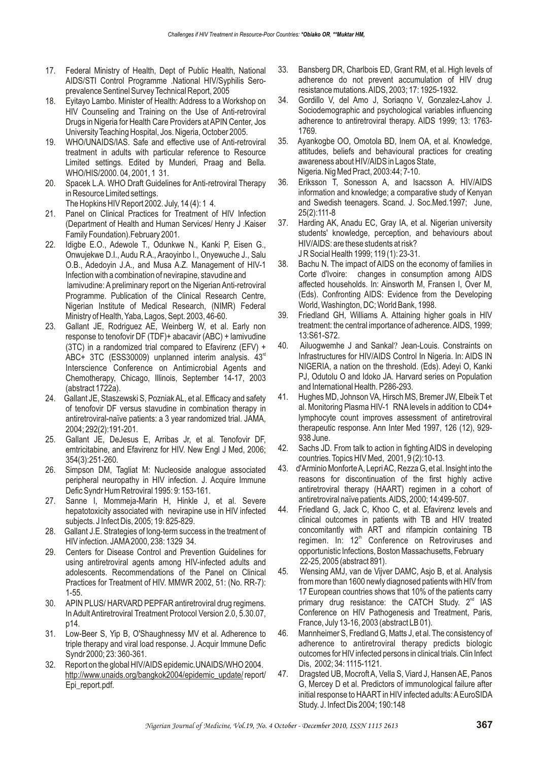17. Federal Ministry of Health, Dept of Public Health, National AIDS/STI Control Programme .National HIV/Syphilis Sero-prevalence Sentinel Survey Technical Report, 2005
18. Eyitayo Lambo. Minister of Health: Address to a Workshop on HIV Counseling and Training on the Use of Anti-retroviral Drugs in Nigeria for Health Care Providers at APIN Center, Jos University Teaching Hospital, Jos. Nigeria, October 2005.
19. WHO/UNAIDS/IAS. Safe and effective use of Anti-retroviral treatment in adults with particular reference to Resource Limited settings. Edited by Munderi, Praag and Bella. WHO/HIS/2000. 04, 2001, 1 31.
20. Spacek L.A. WHO Draft Guidelines for Anti-retroviral Therapy in Resource Limited settings. The Hopkins HIV Report 2002. July, 14 (4): 1 4.
21. Panel on Clinical Practices for Treatment of HIV Infection (Department of Health and Human Services/ Henry J .Kaiser Family Foundation).February 2001.
22. Idigbe E.O., Adewole T., Odunkwe N., Kanki P, Eisen G., Onwujekwe D.I., Audu R.A., Araoyinbo I., Onyewuche J., Salu O.B., Adedoyin J.A., and Musa A.Z. Management of HIV-1 Infection with a combination of nevirapine, stavudine and lamivudine: A preliminary report on the Nigerian Anti-retroviral Programme. Publication of the Clinical Research Centre, Nigerian Institute of Medical Research, (NIMR) Federal Ministry of Health, Yaba, Lagos, Sept. 2003, 46-60.
23. Gallant JE, Rodriguez AE, Weinberg W, et al. Early non response to tenofovir DF (TDF)+ abacavir (ABC) + lamivudine (3TC) in a randomized trial compared to Efavirenz (EFV) + ABC+ 3TC (ESS30009) unplanned interim analysis. 43rd Interscience Conference on Antimicrobial Agents and Chemotherapy, Chicago, Illinois, September 14-17, 2003 (abstract 1722a).
24. Gallant JE, Staszewski S, Pozniak AL, et al. Efficacy and safety of tenofovir DF versus stavudine in combination therapy in antiretroviral-naïve patients: a 3 year randomized trial. JAMA, 2004; 292(2):191-201.
25. Gallant JE, DeJesus E, Arribas Jr, et al. Tenofovir DF, emtricitabine, and Efavirenz for HIV. New Engl J Med, 2006; 354(3):251-260.
26. Simpson DM, Tagliat M: Nucleoside analogue associated peripheral neuropathy in HIV infection. J. Acquire Immune Defic Syndr Hum Retroviral 1995: 9: 153-161.
27. Sanne I, Mommeja-Marin H, Hinkle J, et al. Severe hepatotoxicity associated with nevirapine use in HIV infected subjects. J Infect Dis, 2005; 19: 825-829.
28. Gallant J.E. Strategies of long-term success in the treatment of HIV infection. JAMA 2000, 238: 1329 34.
29. Centers for Disease Control and Prevention Guidelines for using antiretroviral agents among HIV-infected adults and adolescents. Recommendations of the Panel on Clinical Practices for Treatment of HIV. MMWR 2002, 51: (No. RR-7): 1-55.
30. APIN PLUS/ HARVARD PEPFAR antiretroviral drug regimens. In Adult Antiretroviral Treatment Protocol Version 2.0, 5.30.07, p14.
31. Low-Beer S, Yip B, O'Shaughnessy MV et al. Adherence to triple therapy and viral load response. J. Acquir Immune Defic Syndr 2000; 23: 360-361.
32. Report on the global HIV/AIDS epidemic.UNAIDS/WHO 2004. http://www.unaids.org/bangkok2004/epidemic_update/ report/ Epi_report.pdf.
33. Bansberg DR, Charlbois ED, Grant RM, et al. High levels of adherence do not prevent accumulation of HIV drug resistance mutations. AIDS, 2003; 17: 1925-1932.
34. Gordillo V, del Amo J, Soriaqno V, Gonzalez-Lahov J. Sociodemographic and psychological variables influencing adherence to antiretroviral therapy. AIDS 1999; 13: 1763-1769.
35. Ayankogbe OO, Omotola BD, Inem OA, et al. Knowledge, attitudes, beliefs and behavioural practices for creating awareness about HIV/AIDS in Lagos State, Nigeria. Nig Med Pract, 2003:44; 7-10.
36. Eriksson T, Sonesson A, and Isacsson A. HIV/AIDS information and knowledge; a comparative study of Kenyan and Swedish teenagers. Scand. J. Soc.Med.1997; June, 25(2):111-8
37. Harding AK, Anadu EC, Gray IA, et al. Nigerian university students' knowledge, perception, and behaviours about HIV/AIDS: are these students at risk? J R Social Health 1999; 119 (1): 23-31.
38. Bachu N. The impact of AIDS on the economy of families in Corte d'Ivoire: changes in consumption among AIDS affected households. In: Ainsworth M, Fransen I, Over M, (Eds). Confronting AIDS: Evidence from the Developing World, Washington, DC; World Bank, 1998.
39. Friedland GH, Williams A. Attaining higher goals in HIV treatment: the central importance of adherence. AIDS, 1999; 13:S61-S72.
40. Ailuogwemhe J and Sankal? Jean-Louis. Constraints on Infrastructures for HIV/AIDS Control In Nigeria. In: AIDS IN NIGERIA, a nation on the threshold. (Eds). Adeyi O, Kanki PJ, Odutolu O and Idoko JA. Harvard series on Population and International Health. P286-293.
41. Hughes MD, Johnson VA, Hirsch MS, Bremer JW, Elbeik T et al. Monitoring Plasma HIV-1 RNA levels in addition to CD4+ lymphocyte count improves assessment of antiretroviral therapeutic response. Ann Inter Med 1997, 126 (12), 929-938 June.
42. Sachs JD. From talk to action in fighting AIDS in developing countries. Topics HIV Med, 2001, 9 (2):10-13.
43. d'Arminio Monforte A, Lepri AC, Rezza G, et al. Insight into the reasons for discontinuation of the first highly active antiretroviral therapy (HAART) regimen in a cohort of antiretroviral naïve patients. AIDS, 2000; 14:499-507.
44. Friedland G, Jack C, Khoo C, et al. Efavirenz levels and clinical outcomes in patients with TB and HIV treated concomitantly with ART and rifampicin containing TB regimen. In: 12th Conference on Retroviruses and opportunistic Infections, Boston Massachusetts, February 22-25, 2005 (abstract 891).
45. Wensing AMJ, van de Vijver DAMC, Asjo B, et al. Analysis from more than 1600 newly diagnosed patients with HIV from 17 European countries shows that 10% of the patients carry primary drug resistance: the CATCH Study. 2nd IAS Conference on HIV Pathogenesis and Treatment, Paris, France, July 13-16, 2003 (abstract LB 01).
46. Mannheimer S, Fredland G, Matts J, et al. The consistency of adherence to antiretroviral therapy predicts biologic outcomes for HIV infected persons in clinical trials. Clin Infect Dis, 2002; 34: 1115-1121.
47. Dragsted UB, Mocroft A, Vella S, Viard J, Hansen AE, Panos G, Mercey D et al. Predictors of immunological failure after initial response to HAART in HIV infected adults: A EuroSIDA Study. J. Infect Dis 2004; 190:148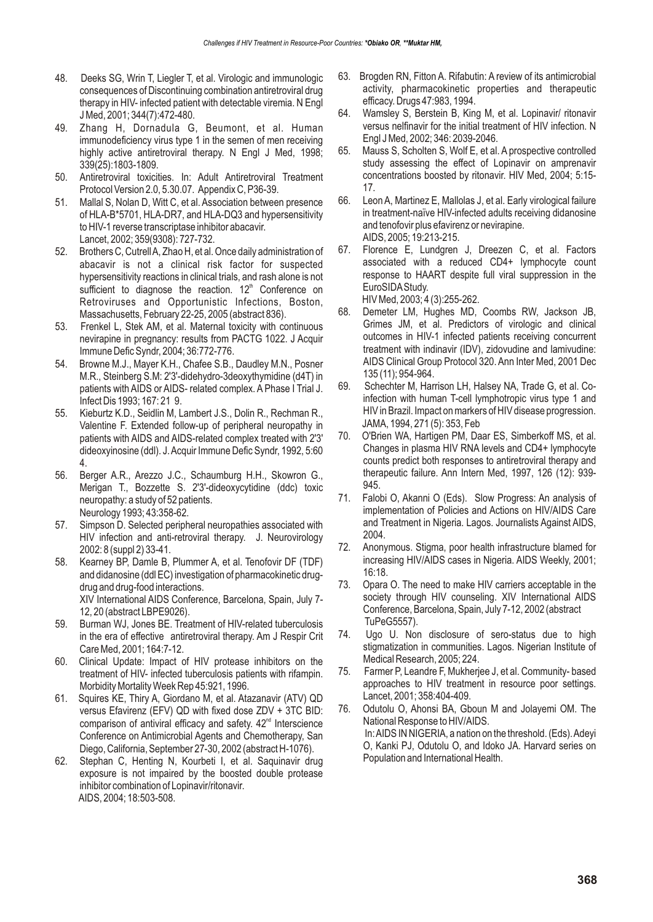48. Deeks SG, Wrin T, Liegler T, et al. Virologic and immunologic consequences of Discontinuing combination antiretroviral drug therapy in HIV- infected patient with detectable viremia. N Engl J Med, 2001; 344(7):472-480.
49. Zhang H, Dornadula G, Beumont, et al. Human immunodeficiency virus type 1 in the semen of men receiving highly active antiretroviral therapy. N Engl J Med, 1998; 339(25):1803-1809.
50. Antiretroviral toxicities. In: Adult Antiretroviral Treatment Protocol Version 2.0, 5.30.07. Appendix C, P36-39.
51. Mallal S, Nolan D, Witt C, et al. Association between presence of HLA-B*5701, HLA-DR7, and HLA-DQ3 and hypersensitivity to HIV-1 reverse transcriptase inhibitor abacavir. Lancet, 2002; 359(9308): 727-732.
52. Brothers C, Cutrell A, Zhao H, et al. Once daily administration of abacavir is not a clinical risk factor for suspected hypersensitivity reactions in clinical trials, and rash alone is not sufficient to diagnose the reaction. 12th Conference on Retroviruses and Opportunistic Infections, Boston, Massachusetts, February 22-25, 2005 (abstract 836).
53. Frenkel L, Stek AM, et al. Maternal toxicity with continuous nevirapine in pregnancy: results from PACTG 1022. J Acquir Immune Defic Syndr, 2004; 36:772-776.
54. Browne M.J., Mayer K.H., Chafee S.B., Daudley M.N., Posner M.R., Steinberg S.M: 2'3'-didehydro-3deoxythymidine (d4T) in patients with AIDS or AIDS- related complex. A Phase I Trial J. Infect Dis 1993; 167: 21 9.
55. Kieburtz K.D., Seidlin M, Lambert J.S., Dolin R., Rechman R., Valentine F. Extended follow-up of peripheral neuropathy in patients with AIDS and AIDS-related complex treated with 2'3' dideoxyinosine (ddI). J. Acquir Immune Defic Syndr, 1992, 5:60 4.
56. Berger A.R., Arezzo J.C., Schaumburg H.H., Skowron G., Merigan T., Bozzette S. 2'3'-dideoxycytidine (ddc) toxic neuropathy: a study of 52 patients. Neurology 1993; 43:358-62.
57. Simpson D. Selected peripheral neuropathies associated with HIV infection and anti-retroviral therapy. J. Neurovirology 2002: 8 (suppl 2) 33-41.
58. Kearney BP, Damle B, Plummer A, et al. Tenofovir DF (TDF) and didanosine (ddI EC) investigation of pharmacokinetic drug-drug and drug-food interactions. XIV International AIDS Conference, Barcelona, Spain, July 7-12, 20 (abstract LBPE9026).
59. Burman WJ, Jones BE. Treatment of HIV-related tuberculosis in the era of effective antiretroviral therapy. Am J Respir Crit Care Med, 2001; 164:7-12.
60. Clinical Update: Impact of HIV protease inhibitors on the treatment of HIV- infected tuberculosis patients with rifampin. Morbidity Mortality Week Rep 45:921, 1996.
61. Squires KE, Thiry A, Giordano M, et al. Atazanavir (ATV) QD versus Efavirenz (EFV) QD with fixed dose ZDV + 3TC BID: comparison of antiviral efficacy and safety. 42nd Interscience Conference on Antimicrobial Agents and Chemotherapy, San Diego, California, September 27-30, 2002 (abstract H-1076).
62. Stephan C, Henting N, Kourbeti I, et al. Saquinavir drug exposure is not impaired by the boosted double protease inhibitor combination of Lopinavir/ritonavir. AIDS, 2004; 18:503-508.
63. Brogden RN, Fitton A. Rifabutin: A review of its antimicrobial activity, pharmacokinetic properties and therapeutic efficacy. Drugs 47:983, 1994.
64. Wamsley S, Berstein B, King M, et al. Lopinavir/ ritonavir versus nelfinavir for the initial treatment of HIV infection. N Engl J Med, 2002; 346: 2039-2046.
65. Mauss S, Scholten S, Wolf E, et al. A prospective controlled study assessing the effect of Lopinavir on amprenavir concentrations boosted by ritonavir. HIV Med, 2004; 5:15-17.
66. Leon A, Martinez E, Mallolas J, et al. Early virological failure in treatment-naïve HIV-infected adults receiving didanosine and tenofovir plus efavirenz or nevirapine. AIDS, 2005; 19:213-215.
67. Florence E, Lundgren J, Dreezen C, et al. Factors associated with a reduced CD4+ lymphocyte count response to HAART despite full viral suppression in the EuroSIDA Study. HIV Med, 2003; 4 (3):255-262.
68. Demeter LM, Hughes MD, Coombs RW, Jackson JB, Grimes JM, et al. Predictors of virologic and clinical outcomes in HIV-1 infected patients receiving concurrent treatment with indinavir (IDV), zidovudine and lamivudine: AIDS Clinical Group Protocol 320. Ann Inter Med, 2001 Dec 135 (11); 954-964.
69. Schechter M, Harrison LH, Halsey NA, Trade G, et al. Co-infection with human T-cell lymphotropic virus type 1 and HIV in Brazil. Impact on markers of HIV disease progression. JAMA, 1994, 271 (5): 353, Feb
70. O'Brien WA, Hartigen PM, Daar ES, Simberkoff MS, et al. Changes in plasma HIV RNA levels and CD4+ lymphocyte counts predict both responses to antiretroviral therapy and therapeutic failure. Ann Intern Med, 1997, 126 (12): 939-945.
71. Falobi O, Akanni O (Eds). Slow Progress: An analysis of implementation of Policies and Actions on HIV/AIDS Care and Treatment in Nigeria. Lagos. Journalists Against AIDS, 2004.
72. Anonymous. Stigma, poor health infrastructure blamed for increasing HIV/AIDS cases in Nigeria. AIDS Weekly, 2001; 16:18.
73. Opara O. The need to make HIV carriers acceptable in the society through HIV counseling. XIV International AIDS Conference, Barcelona, Spain, July 7-12, 2002 (abstract TuPeG5557).
74. Ugo U. Non disclosure of sero-status due to high stigmatization in communities. Lagos. Nigerian Institute of Medical Research, 2005; 224.
75. Farmer P, Leandre F, Mukherjee J, et al. Community- based approaches to HIV treatment in resource poor settings. Lancet, 2001; 358:404-409.
76. Odutolu O, Ahonsi BA, Gboun M and Jolayemi OM. The National Response to HIV/AIDS. In: AIDS IN NIGERIA, a nation on the threshold. (Eds). Adeyi O, Kanki PJ, Odutolu O, and Idoko JA. Harvard series on Population and International Health.